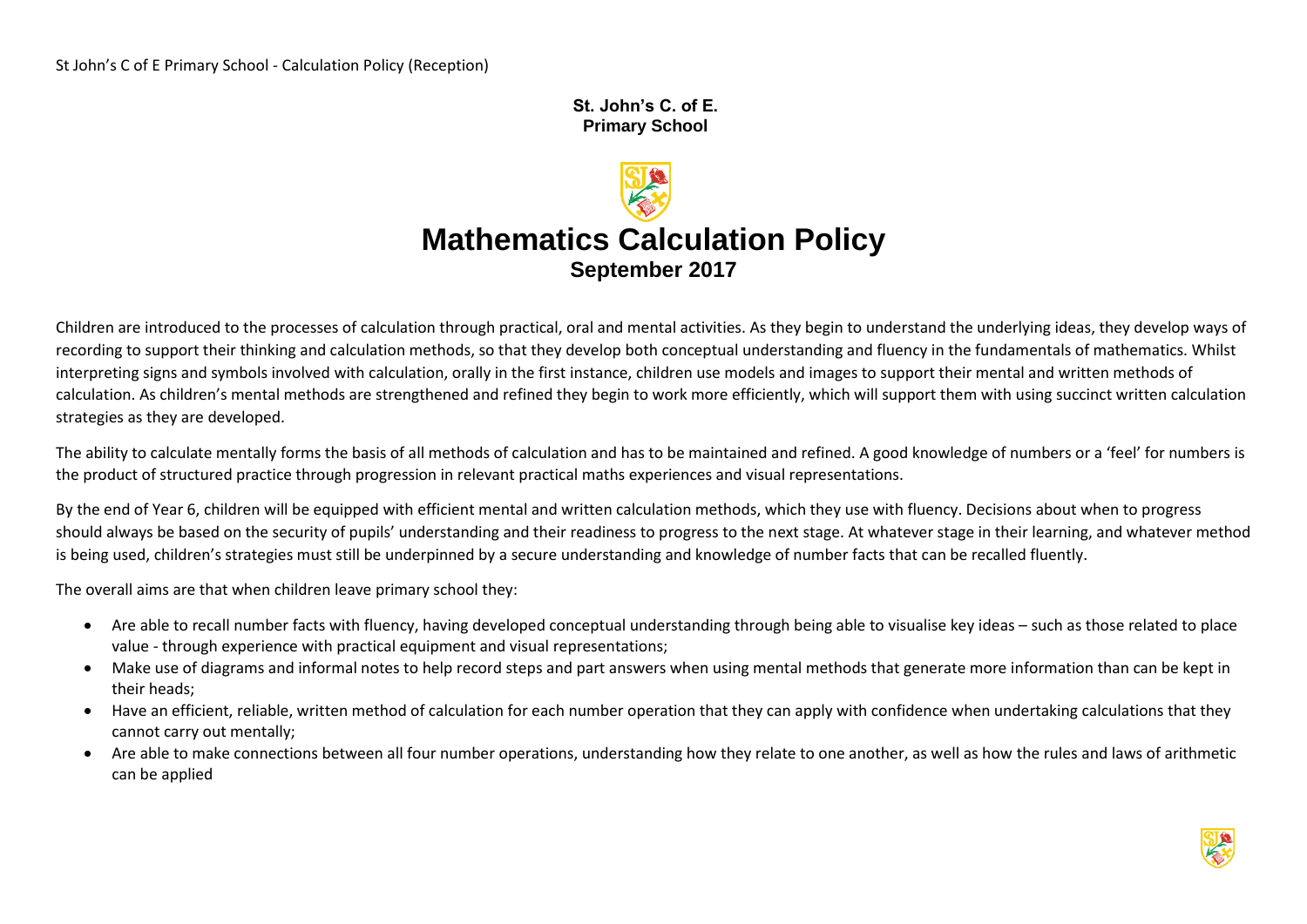**St. John's C. of E.**
**Primary School**

# Mathematics Calculation Policy

**September 2017**

Children are introduced to the processes of calculation through practical, oral and mental activities. As they begin to understand the underlying ideas, they develop ways of recording to support their thinking and calculation methods, so that they develop both conceptual understanding and fluency in the fundamentals of mathematics. Whilst interpreting signs and symbols involved with calculation, orally in the first instance, children use models and images to support their mental and written methods of calculation. As children's mental methods are strengthened and refined they begin to work more efficiently, which will support them with using succinct written calculation strategies as they are developed.

The ability to calculate mentally forms the basis of all methods of calculation and has to be maintained and refined. A good knowledge of numbers or a 'feel' for numbers is the product of structured practice through progression in relevant practical maths experiences and visual representations.

By the end of Year 6, children will be equipped with efficient mental and written calculation methods, which they use with fluency. Decisions about when to progress should always be based on the security of pupils' understanding and their readiness to progress to the next stage. At whatever stage in their learning, and whatever method is being used, children's strategies must still be underpinned by a secure understanding and knowledge of number facts that can be recalled fluently.

The overall aims are that when children leave primary school they:

- Are able to recall number facts with fluency, having developed conceptual understanding through being able to visualise key ideas – such as those related to place value - through experience with practical equipment and visual representations;
- Make use of diagrams and informal notes to help record steps and part answers when using mental methods that generate more information than can be kept in their heads;
- Have an efficient, reliable, written method of calculation for each number operation that they can apply with confidence when undertaking calculations that they cannot carry out mentally;
- Are able to make connections between all four number operations, understanding how they relate to one another, as well as how the rules and laws of arithmetic can be applied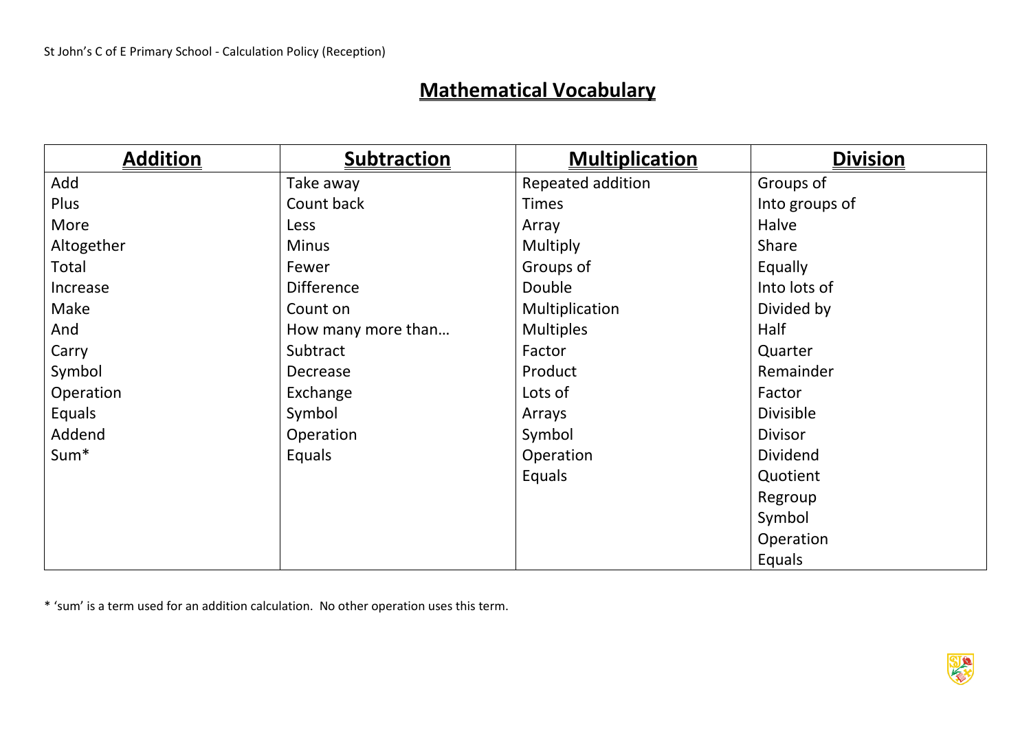## Mathematical Vocabulary

| Addition | Subtraction | Multiplication | Division |
|---|---|---|---|
| Add | Take away | Repeated addition | Groups of |
| Plus | Count back | Times | Into groups of |
| More | Less | Array | Halve |
| Altogether | Minus | Multiply | Share |
| Total | Fewer | Groups of | Equally |
| Increase | Difference | Double | Into lots of |
| Make | Count on | Multiplication | Divided by |
| And | How many more than… | Multiples | Half |
| Carry | Subtract | Factor | Quarter |
| Symbol | Decrease | Product | Remainder |
| Operation | Exchange | Lots of | Factor |
| Equals | Symbol | Arrays | Divisible |
| Addend | Operation | Symbol | Divisor |
| Sum* | Equals | Operation | Dividend |
| | | Equals | Quotient |
| | | | Regroup |
| | | | Symbol |
| | | | Operation |
| | | | Equals |

* 'sum' is a term used for an addition calculation. No other operation uses this term.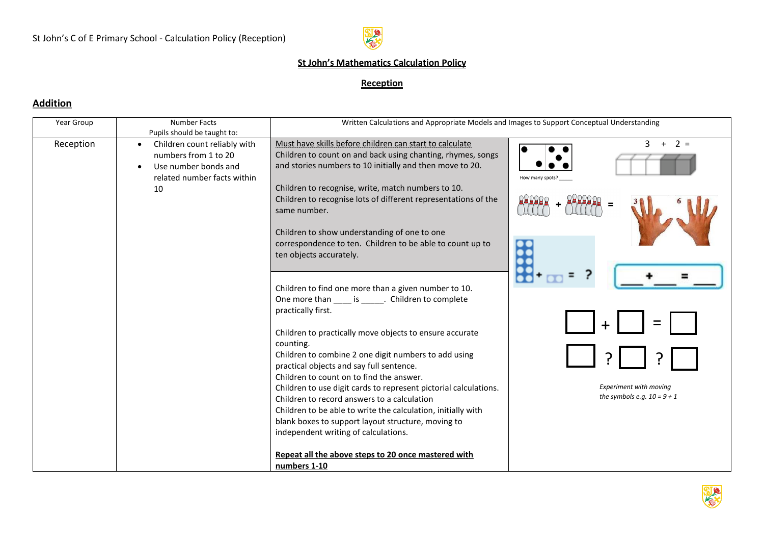# St John's Mathematics Calculation Policy

## Reception

## Addition

| Year Group | Number Facts<br>Pupils should be taught to: | Written Calculations and Appropriate Models and Images to Support Conceptual Understanding | |
|---|---|---|---|
| Reception | • Children count reliably with numbers from 1 to 20<br>• Use number bonds and related number facts within 10 | Must have skills before children can start to calculate<br>Children to count on and back using chanting, rhymes, songs and stories numbers to 10 initially and then move to 20.<br><br>Children to recognise, write, match numbers to 10.<br>Children to recognise lots of different representations of the same number.<br><br>Children to show understanding of one to one correspondence to ten. Children to be able to count up to ten objects accurately. | How many spots? ____<br><br>3 + 2 =<br><br>+ =<br><br>3 6<br><br>+ = ?<br><br>___ + ___ = ___ |
| | | Children to find one more than a given number to 10.<br>One more than ____ is _____. Children to complete practically first.<br><br>Children to practically move objects to ensure accurate counting.<br>Children to combine 2 one digit numbers to add using practical objects and say full sentence.<br>Children to count on to find the answer.<br>Children to use digit cards to represent pictorial calculations.<br>Children to record answers to a calculation<br>Children to be able to write the calculation, initially with blank boxes to support layout structure, moving to independent writing of calculations.<br><br>**Repeat all the above steps to 20 once mastered with numbers 1-10** | □ + □ = □<br><br>□ ? □ ? □<br><br>*Experiment with moving the symbols e.g. 10 = 9 + 1* |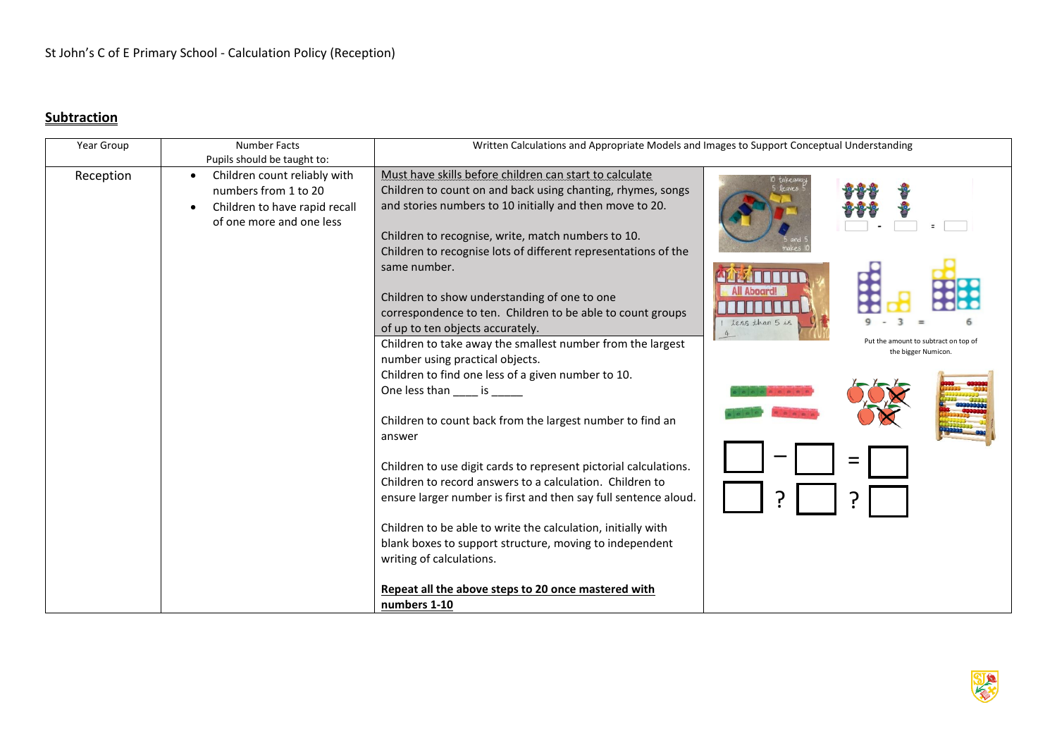St John's C of E Primary School - Calculation Policy (Reception)

## Subtraction

| Year Group | Number Facts<br>Pupils should be taught to: | Written Calculations and Appropriate Models and Images to Support Conceptual Understanding | |
|---|---|---|---|
| Reception | • Children count reliably with numbers from 1 to 20<br>• Children to have rapid recall of one more and one less | Must have skills before children can start to calculate<br>Children to count on and back using chanting, rhymes, songs and stories numbers to 10 initially and then move to 20.<br><br>Children to recognise, write, match numbers to 10.<br>Children to recognise lots of different representations of the same number.<br><br>Children to show understanding of one to one correspondence to ten. Children to be able to count groups of up to ten objects accurately. | 10 takeaway 5 leaves 5<br>5 and 5 makes 10<br>_ - _ = _<br>All Aboard!<br>1 less than 5 is 4<br>9 - 3 = 6<br>Put the amount to subtract on top of the bigger Numicon. |
| | | Children to take away the smallest number from the largest number using practical objects.<br>Children to find one less of a given number to 10.<br>One less than ____ is _____<br><br>Children to count back from the largest number to find an answer<br><br>Children to use digit cards to represent pictorial calculations. Children to record answers to a calculation. Children to ensure larger number is first and then say full sentence aloud.<br><br>Children to be able to write the calculation, initially with blank boxes to support structure, moving to independent writing of calculations.<br><br>**Repeat all the above steps to 20 once mastered with numbers 1-10** | ☐ − ☐ = ☐<br>☐ ? ☐ ? ☐ |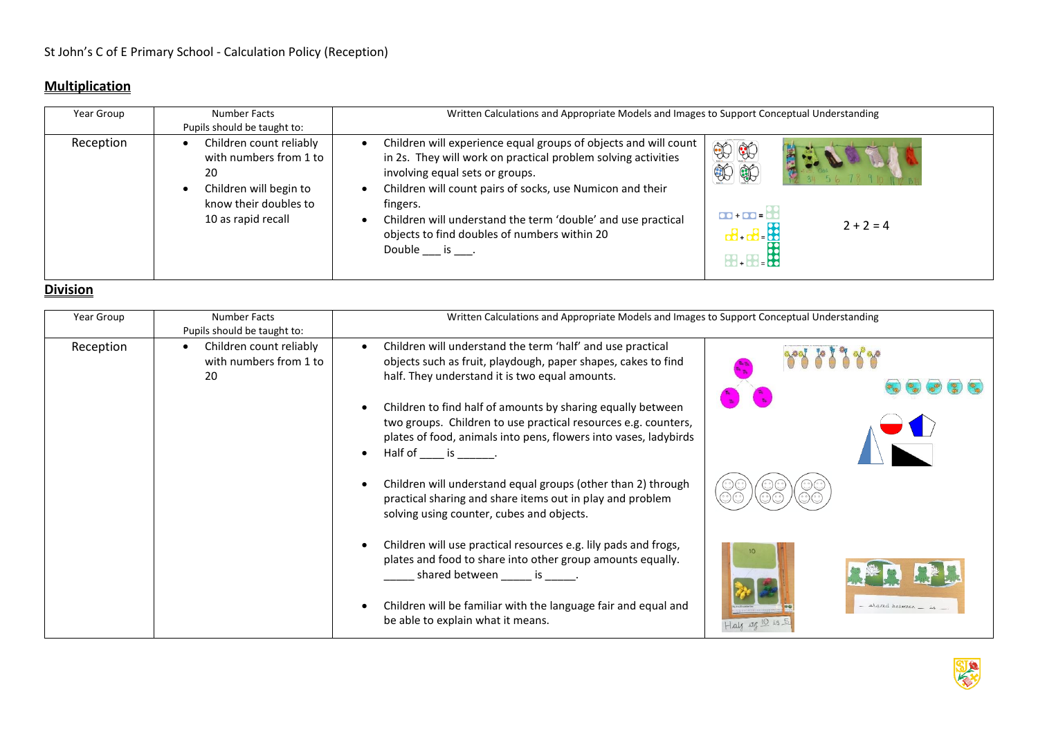St John's C of E Primary School - Calculation Policy (Reception)

## Multiplication

| Year Group | Number Facts<br>Pupils should be taught to: | Written Calculations and Appropriate Models and Images to Support Conceptual Understanding | |
|---|---|---|---|
| Reception | • Children count reliably with numbers from 1 to 20<br>• Children will begin to know their doubles to 10 as rapid recall | • Children will experience equal groups of objects and will count in 2s. They will work on practical problem solving activities involving equal sets or groups.<br>• Children will count pairs of socks, use Numicon and their fingers.<br>• Children will understand the term 'double' and use practical objects to find doubles of numbers within 20<br>Double ___ is ___. | 2 + 2 = 4 |

## Division

| Year Group | Number Facts<br>Pupils should be taught to: | Written Calculations and Appropriate Models and Images to Support Conceptual Understanding | |
|---|---|---|---|
| Reception | • Children count reliably with numbers from 1 to 20 | • Children will understand the term 'half' and use practical objects such as fruit, playdough, paper shapes, cakes to find half. They understand it is two equal amounts.<br>• Children to find half of amounts by sharing equally between two groups. Children to use practical resources e.g. counters, plates of food, animals into pens, flowers into vases, ladybirds<br>• Half of ____ is ______.<br>• Children will understand equal groups (other than 2) through practical sharing and share items out in play and problem solving using counter, cubes and objects.<br>• Children will use practical resources e.g. lily pads and frogs, plates and food to share into other group amounts equally.<br>_____ shared between _____ is _____.<br>• Children will be familiar with the language fair and equal and be able to explain what it means. | Half of 10 is 5<br>__ shared between __ is __ |